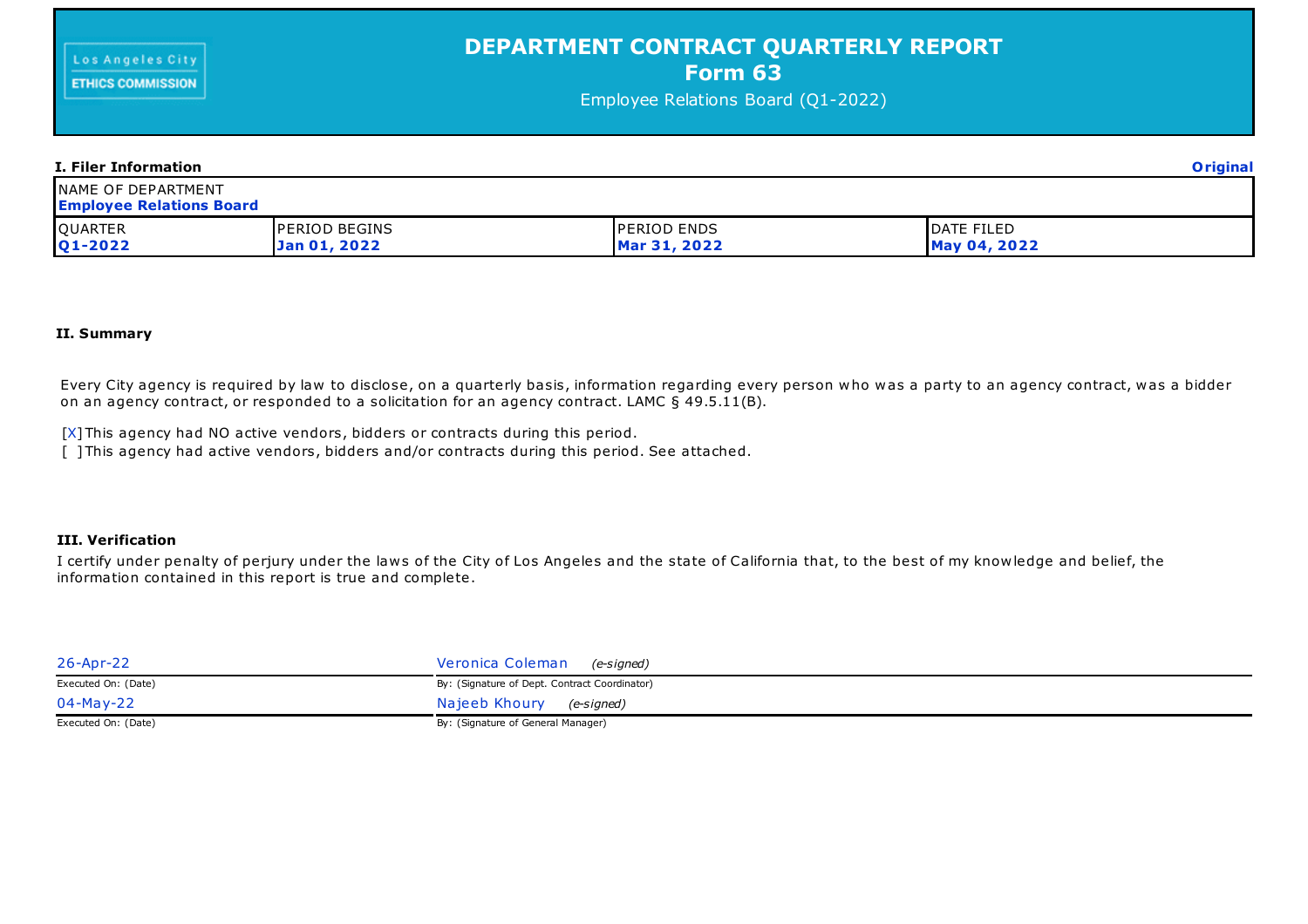Los Angeles City
ETHICS COMMISSION

# DEPARTMENT CONTRACT QUARTERLY REPORT
## Form 63
Employee Relations Board (Q1-2022)

### I. Filer Information

**Original**

| NAME OF DEPARTMENT | | | |
|---|---|---|---|
| **Employee Relations Board** | | | |
| QUARTER | PERIOD BEGINS | PERIOD ENDS | DATE FILED |
| **Q1-2022** | **Jan 01, 2022** | **Mar 31, 2022** | **May 04, 2022** |

### II. Summary

Every City agency is required by law to disclose, on a quarterly basis, information regarding every person who was a party to an agency contract, was a bidder on an agency contract, or responded to a solicitation for an agency contract. LAMC § 49.5.11(B).

[X] This agency had NO active vendors, bidders or contracts during this period.
[ ] This agency had active vendors, bidders and/or contracts during this period. See attached.

### III. Verification

I certify under penalty of perjury under the laws of the City of Los Angeles and the state of California that, to the best of my knowledge and belief, the information contained in this report is true and complete.

| | |
|---|---|
| 26-Apr-22 | Veronica Coleman *(e-signed)* |
| Executed On: (Date) | By: (Signature of Dept. Contract Coordinator) |
| 04-May-22 | Najeeb Khoury *(e-signed)* |
| Executed On: (Date) | By: (Signature of General Manager) |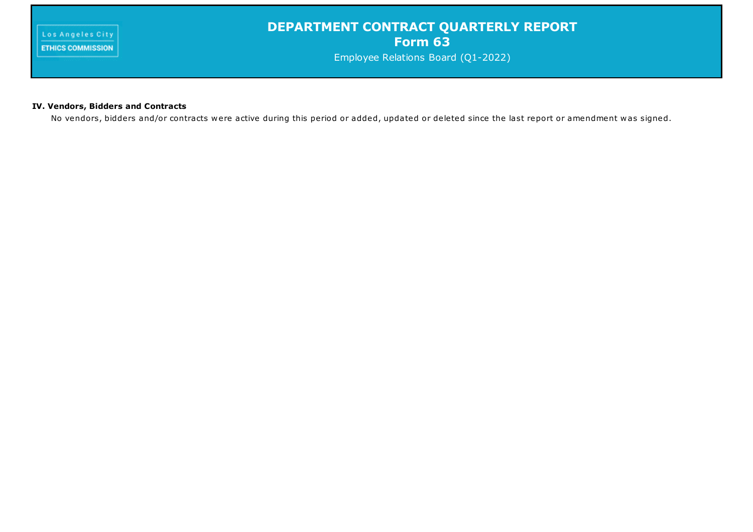Los Angeles City
ETHICS COMMISSION

# DEPARTMENT CONTRACT QUARTERLY REPORT
## Form 63
Employee Relations Board (Q1-2022)

**IV. Vendors, Bidders and Contracts**

No vendors, bidders and/or contracts were active during this period or added, updated or deleted since the last report or amendment was signed.